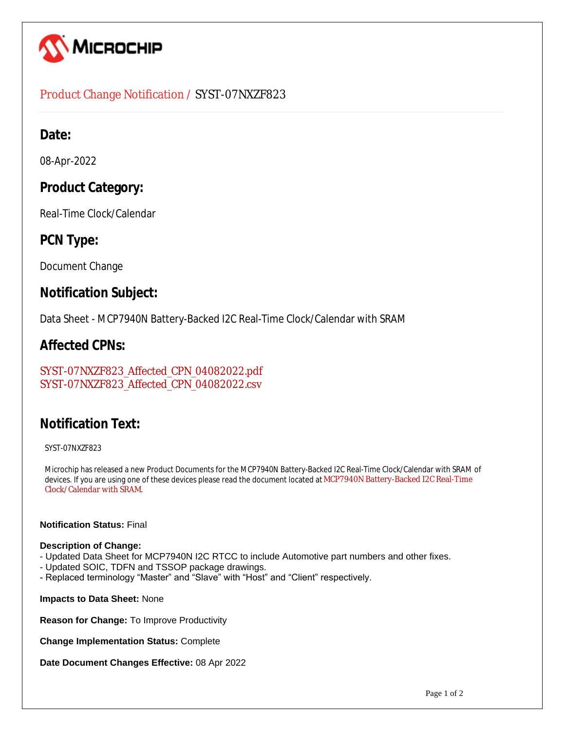MICROCHIP

## Product Change Notification / SYST-07NXZF823

## Date:

08-Apr-2022

## Product Category:

Real-Time Clock/Calendar

## PCN Type:

Document Change

## Notification Subject:

Data Sheet - MCP7940N Battery-Backed I2C Real-Time Clock/Calendar with SRAM

## Affected CPNs:

SYST-07NXZF823_Affected_CPN_04082022.pdf
SYST-07NXZF823_Affected_CPN_04082022.csv

## Notification Text:

SYST-07NXZF823

Microchip has released a new Product Documents for the MCP7940N Battery-Backed I2C Real-Time Clock/Calendar with SRAM of devices. If you are using one of these devices please read the document located at MCP7940N Battery-Backed I2C Real-Time Clock/Calendar with SRAM.

**Notification Status:** Final

**Description of Change:**
- Updated Data Sheet for MCP7940N I2C RTCC to include Automotive part numbers and other fixes.
- Updated SOIC, TDFN and TSSOP package drawings.
- Replaced terminology “Master” and “Slave” with “Host” and “Client” respectively.

**Impacts to Data Sheet:** None

**Reason for Change:** To Improve Productivity

**Change Implementation Status:** Complete

**Date Document Changes Effective:** 08 Apr 2022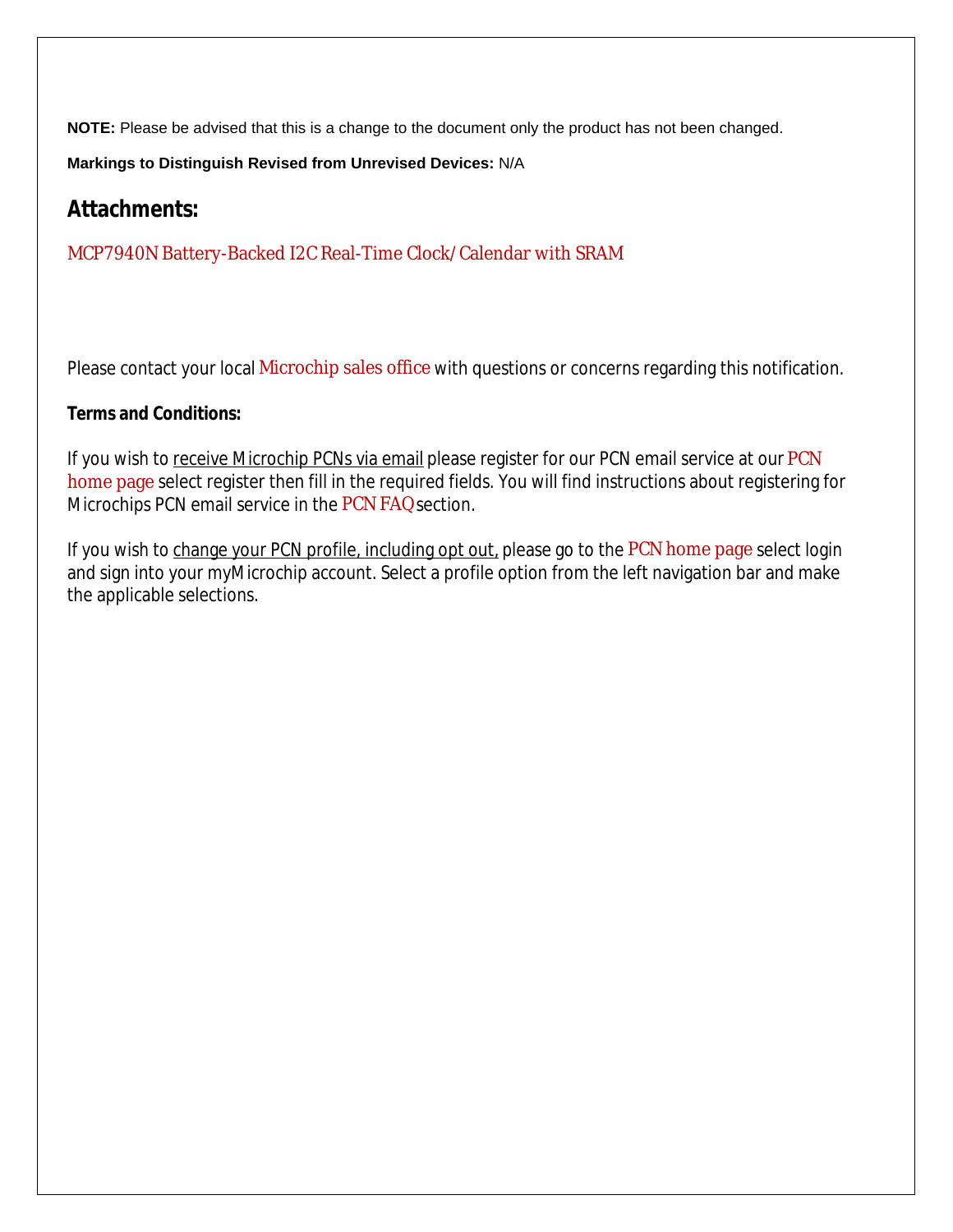**NOTE:** Please be advised that this is a change to the document only the product has not been changed.

**Markings to Distinguish Revised from Unrevised Devices:** N/A

## Attachments:

MCP7940N Battery-Backed I2C Real-Time Clock/Calendar with SRAM

Please contact your local Microchip sales office with questions or concerns regarding this notification.

**Terms and Conditions:**

If you wish to receive Microchip PCNs via email please register for our PCN email service at our PCN home page select register then fill in the required fields. You will find instructions about registering for Microchips PCN email service in the PCN FAQ section.

If you wish to change your PCN profile, including opt out, please go to the PCN home page select login and sign into your myMicrochip account. Select a profile option from the left navigation bar and make the applicable selections.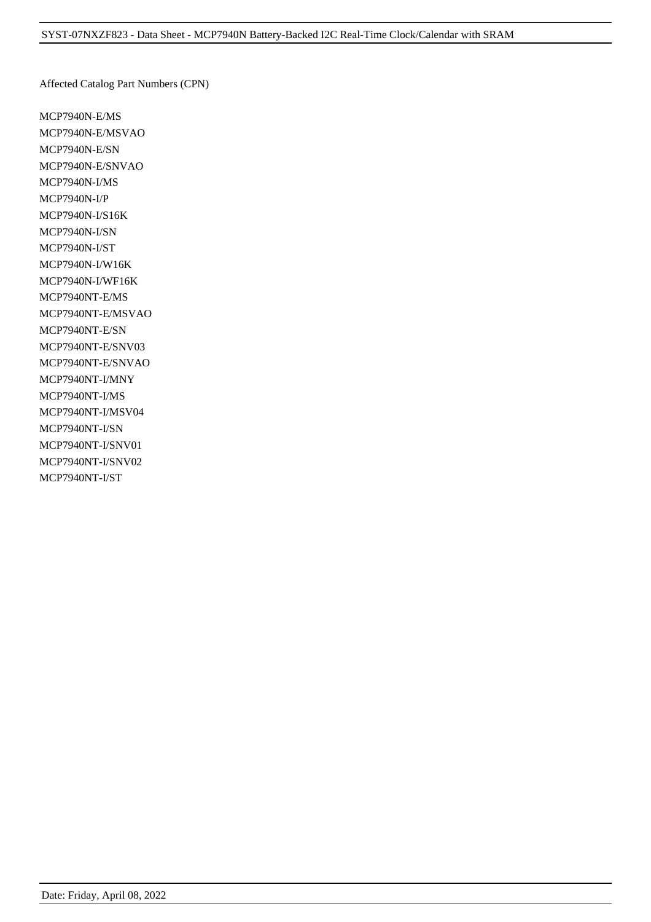Affected Catalog Part Numbers (CPN)

MCP7940N-E/MS
MCP7940N-E/MSVAO
MCP7940N-E/SN
MCP7940N-E/SNVAO
MCP7940N-I/MS
MCP7940N-I/P
MCP7940N-I/S16K
MCP7940N-I/SN
MCP7940N-I/ST
MCP7940N-I/W16K
MCP7940N-I/WF16K
MCP7940NT-E/MS
MCP7940NT-E/MSVAO
MCP7940NT-E/SN
MCP7940NT-E/SNV03
MCP7940NT-E/SNVAO
MCP7940NT-I/MNY
MCP7940NT-I/MS
MCP7940NT-I/MSV04
MCP7940NT-I/SN
MCP7940NT-I/SNV01
MCP7940NT-I/SNV02
MCP7940NT-I/ST